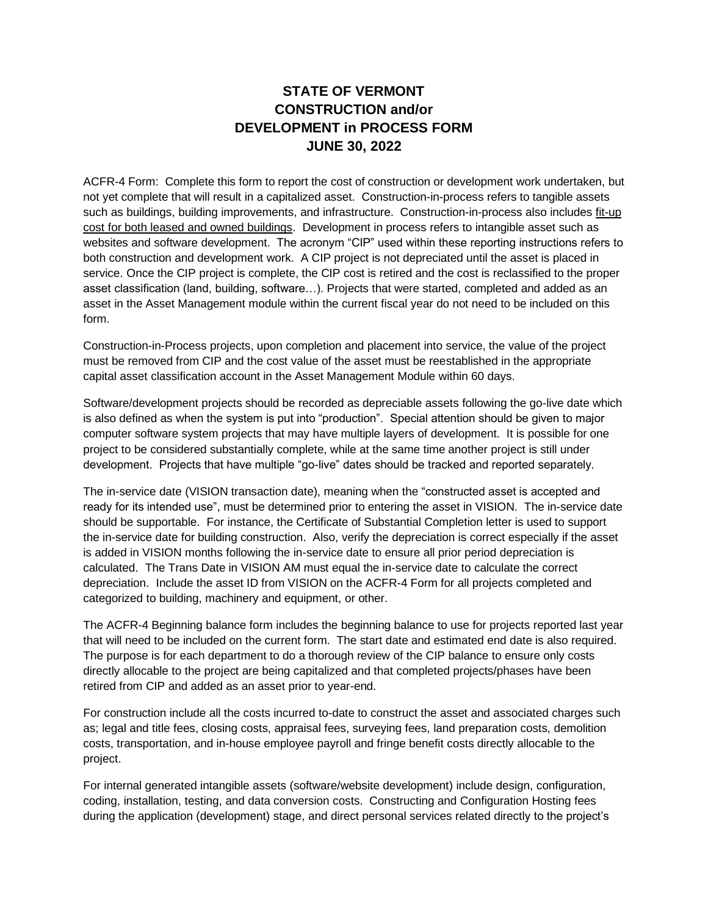# STATE OF VERMONT
# CONSTRUCTION and/or
# DEVELOPMENT in PROCESS FORM
# JUNE 30, 2022

ACFR-4 Form: Complete this form to report the cost of construction or development work undertaken, but not yet complete that will result in a capitalized asset. Construction-in-process refers to tangible assets such as buildings, building improvements, and infrastructure. Construction-in-process also includes fit-up cost for both leased and owned buildings. Development in process refers to intangible asset such as websites and software development. The acronym "CIP" used within these reporting instructions refers to both construction and development work. A CIP project is not depreciated until the asset is placed in service. Once the CIP project is complete, the CIP cost is retired and the cost is reclassified to the proper asset classification (land, building, software…). Projects that were started, completed and added as an asset in the Asset Management module within the current fiscal year do not need to be included on this form.

Construction-in-Process projects, upon completion and placement into service, the value of the project must be removed from CIP and the cost value of the asset must be reestablished in the appropriate capital asset classification account in the Asset Management Module within 60 days.

Software/development projects should be recorded as depreciable assets following the go-live date which is also defined as when the system is put into "production". Special attention should be given to major computer software system projects that may have multiple layers of development. It is possible for one project to be considered substantially complete, while at the same time another project is still under development. Projects that have multiple "go-live" dates should be tracked and reported separately.

The in-service date (VISION transaction date), meaning when the "constructed asset is accepted and ready for its intended use", must be determined prior to entering the asset in VISION. The in-service date should be supportable. For instance, the Certificate of Substantial Completion letter is used to support the in-service date for building construction. Also, verify the depreciation is correct especially if the asset is added in VISION months following the in-service date to ensure all prior period depreciation is calculated. The Trans Date in VISION AM must equal the in-service date to calculate the correct depreciation. Include the asset ID from VISION on the ACFR-4 Form for all projects completed and categorized to building, machinery and equipment, or other.

The ACFR-4 Beginning balance form includes the beginning balance to use for projects reported last year that will need to be included on the current form. The start date and estimated end date is also required. The purpose is for each department to do a thorough review of the CIP balance to ensure only costs directly allocable to the project are being capitalized and that completed projects/phases have been retired from CIP and added as an asset prior to year-end.

For construction include all the costs incurred to-date to construct the asset and associated charges such as; legal and title fees, closing costs, appraisal fees, surveying fees, land preparation costs, demolition costs, transportation, and in-house employee payroll and fringe benefit costs directly allocable to the project.

For internal generated intangible assets (software/website development) include design, configuration, coding, installation, testing, and data conversion costs. Constructing and Configuration Hosting fees during the application (development) stage, and direct personal services related directly to the project's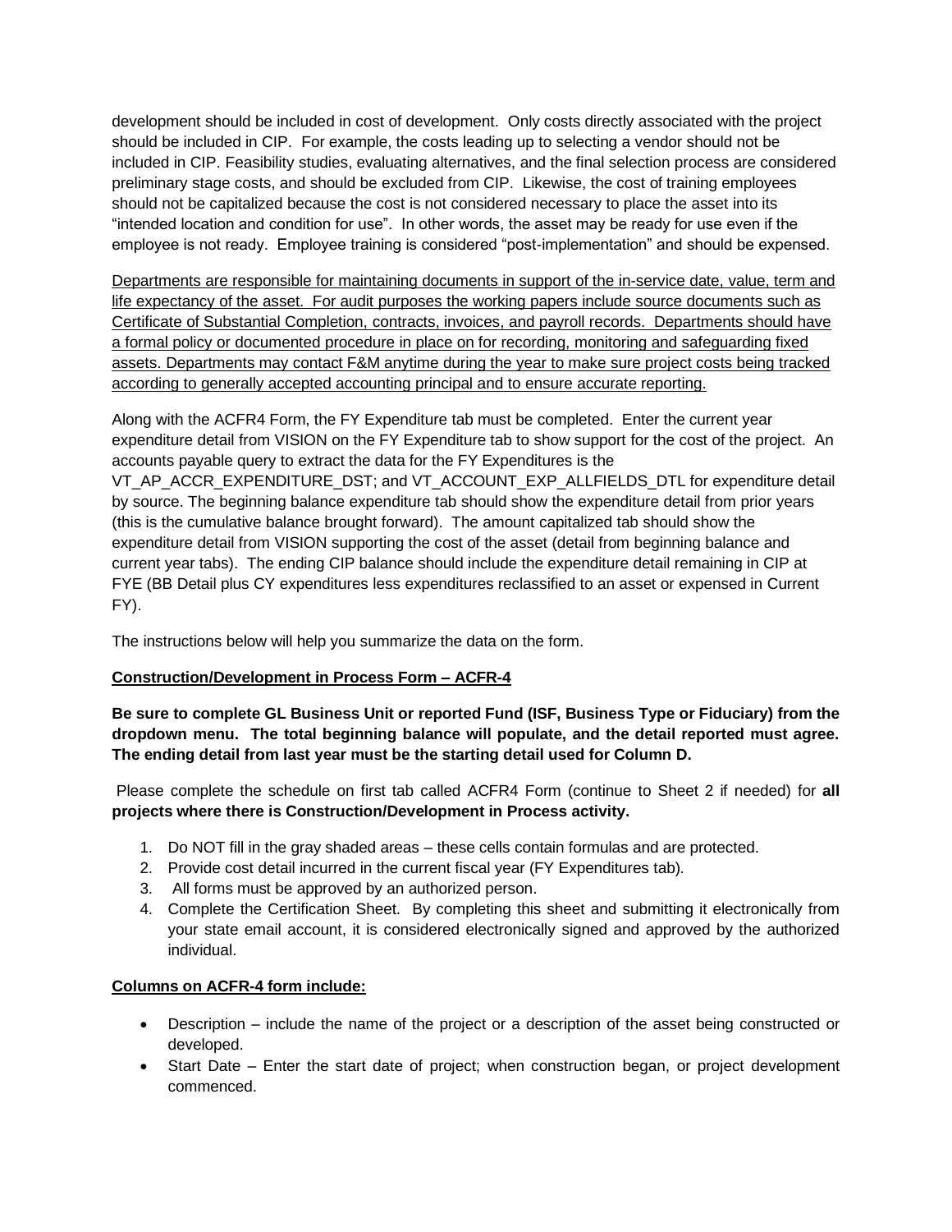development should be included in cost of development. Only costs directly associated with the project should be included in CIP. For example, the costs leading up to selecting a vendor should not be included in CIP. Feasibility studies, evaluating alternatives, and the final selection process are considered preliminary stage costs, and should be excluded from CIP. Likewise, the cost of training employees should not be capitalized because the cost is not considered necessary to place the asset into its "intended location and condition for use". In other words, the asset may be ready for use even if the employee is not ready. Employee training is considered "post-implementation" and should be expensed.

<u>Departments are responsible for maintaining documents in support of the in-service date, value, term and life expectancy of the asset. For audit purposes the working papers include source documents such as Certificate of Substantial Completion, contracts, invoices, and payroll records. Departments should have a formal policy or documented procedure in place on for recording, monitoring and safeguarding fixed assets. Departments may contact F&M anytime during the year to make sure project costs being tracked according to generally accepted accounting principal and to ensure accurate reporting.</u>

Along with the ACFR4 Form, the FY Expenditure tab must be completed. Enter the current year expenditure detail from VISION on the FY Expenditure tab to show support for the cost of the project. An accounts payable query to extract the data for the FY Expenditures is the VT_AP_ACCR_EXPENDITURE_DST; and VT_ACCOUNT_EXP_ALLFIELDS_DTL for expenditure detail by source. The beginning balance expenditure tab should show the expenditure detail from prior years (this is the cumulative balance brought forward). The amount capitalized tab should show the expenditure detail from VISION supporting the cost of the asset (detail from beginning balance and current year tabs). The ending CIP balance should include the expenditure detail remaining in CIP at FYE (BB Detail plus CY expenditures less expenditures reclassified to an asset or expensed in Current FY).

The instructions below will help you summarize the data on the form.

**<u>Construction/Development in Process Form – ACFR-4</u>**

**Be sure to complete GL Business Unit or reported Fund (ISF, Business Type or Fiduciary) from the dropdown menu. The total beginning balance will populate, and the detail reported must agree. The ending detail from last year must be the starting detail used for Column D.**

Please complete the schedule on first tab called ACFR4 Form (continue to Sheet 2 if needed) for **all projects where there is Construction/Development in Process activity.**

1. Do NOT fill in the gray shaded areas – these cells contain formulas and are protected.
2. Provide cost detail incurred in the current fiscal year (FY Expenditures tab).
3. All forms must be approved by an authorized person.
4. Complete the Certification Sheet. By completing this sheet and submitting it electronically from your state email account, it is considered electronically signed and approved by the authorized individual.

**<u>Columns on ACFR-4 form include:</u>**

- Description – include the name of the project or a description of the asset being constructed or developed.
- Start Date – Enter the start date of project; when construction began, or project development commenced.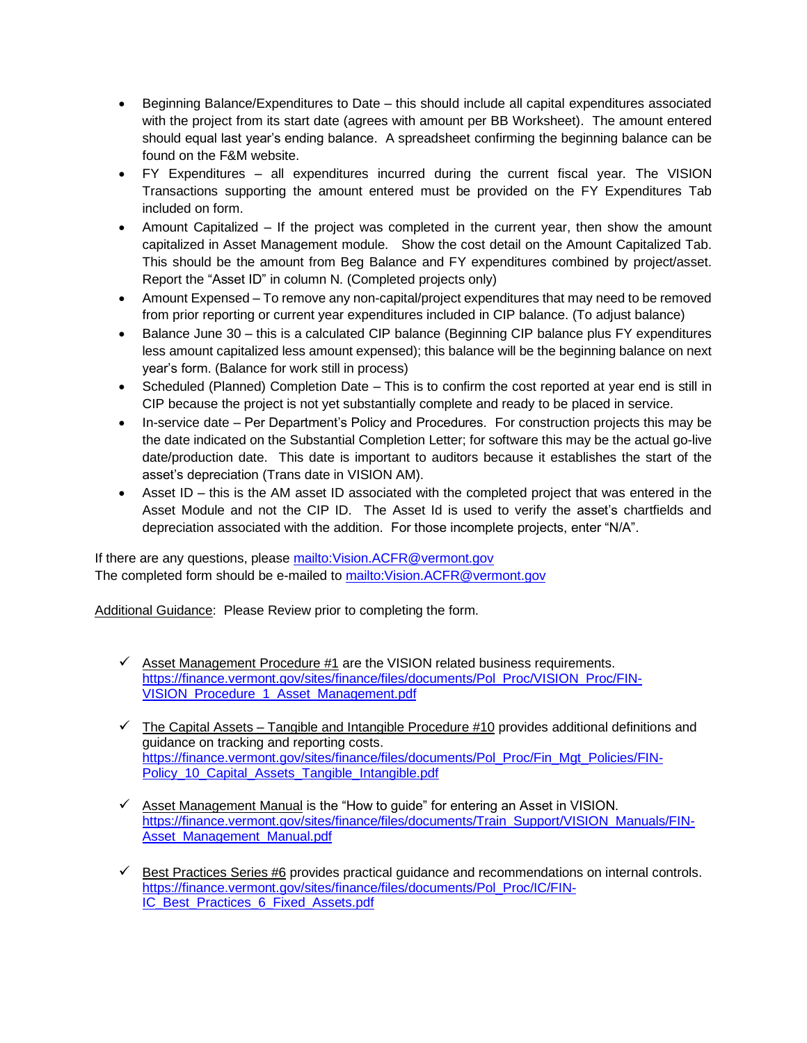- Beginning Balance/Expenditures to Date – this should include all capital expenditures associated with the project from its start date (agrees with amount per BB Worksheet). The amount entered should equal last year's ending balance. A spreadsheet confirming the beginning balance can be found on the F&M website.
- FY Expenditures – all expenditures incurred during the current fiscal year. The VISION Transactions supporting the amount entered must be provided on the FY Expenditures Tab included on form.
- Amount Capitalized – If the project was completed in the current year, then show the amount capitalized in Asset Management module. Show the cost detail on the Amount Capitalized Tab. This should be the amount from Beg Balance and FY expenditures combined by project/asset. Report the "Asset ID" in column N. (Completed projects only)
- Amount Expensed – To remove any non-capital/project expenditures that may need to be removed from prior reporting or current year expenditures included in CIP balance. (To adjust balance)
- Balance June 30 – this is a calculated CIP balance (Beginning CIP balance plus FY expenditures less amount capitalized less amount expensed); this balance will be the beginning balance on next year's form. (Balance for work still in process)
- Scheduled (Planned) Completion Date – This is to confirm the cost reported at year end is still in CIP because the project is not yet substantially complete and ready to be placed in service.
- In-service date – Per Department's Policy and Procedures. For construction projects this may be the date indicated on the Substantial Completion Letter; for software this may be the actual go-live date/production date. This date is important to auditors because it establishes the start of the asset's depreciation (Trans date in VISION AM).
- Asset ID – this is the AM asset ID associated with the completed project that was entered in the Asset Module and not the CIP ID. The Asset Id is used to verify the asset's chartfields and depreciation associated with the addition. For those incomplete projects, enter "N/A".

If there are any questions, please [mailto:Vision.ACFR@vermont.gov](mailto:Vision.ACFR@vermont.gov)
The completed form should be e-mailed to [mailto:Vision.ACFR@vermont.gov](mailto:Vision.ACFR@vermont.gov)

Additional Guidance: Please Review prior to completing the form.

- ✓ Asset Management Procedure #1 are the VISION related business requirements. [https://finance.vermont.gov/sites/finance/files/documents/Pol_Proc/VISION_Proc/FIN-VISION_Procedure_1_Asset_Management.pdf](https://finance.vermont.gov/sites/finance/files/documents/Pol_Proc/VISION_Proc/FIN-VISION_Procedure_1_Asset_Management.pdf)

- ✓ The Capital Assets – Tangible and Intangible Procedure #10 provides additional definitions and guidance on tracking and reporting costs. [https://finance.vermont.gov/sites/finance/files/documents/Pol_Proc/Fin_Mgt_Policies/FIN-Policy_10_Capital_Assets_Tangible_Intangible.pdf](https://finance.vermont.gov/sites/finance/files/documents/Pol_Proc/Fin_Mgt_Policies/FIN-Policy_10_Capital_Assets_Tangible_Intangible.pdf)

- ✓ Asset Management Manual is the "How to guide" for entering an Asset in VISION. [https://finance.vermont.gov/sites/finance/files/documents/Train_Support/VISION_Manuals/FIN-Asset_Management_Manual.pdf](https://finance.vermont.gov/sites/finance/files/documents/Train_Support/VISION_Manuals/FIN-Asset_Management_Manual.pdf)

- ✓ Best Practices Series #6 provides practical guidance and recommendations on internal controls. [https://finance.vermont.gov/sites/finance/files/documents/Pol_Proc/IC/FIN-IC_Best_Practices_6_Fixed_Assets.pdf](https://finance.vermont.gov/sites/finance/files/documents/Pol_Proc/IC/FIN-IC_Best_Practices_6_Fixed_Assets.pdf)